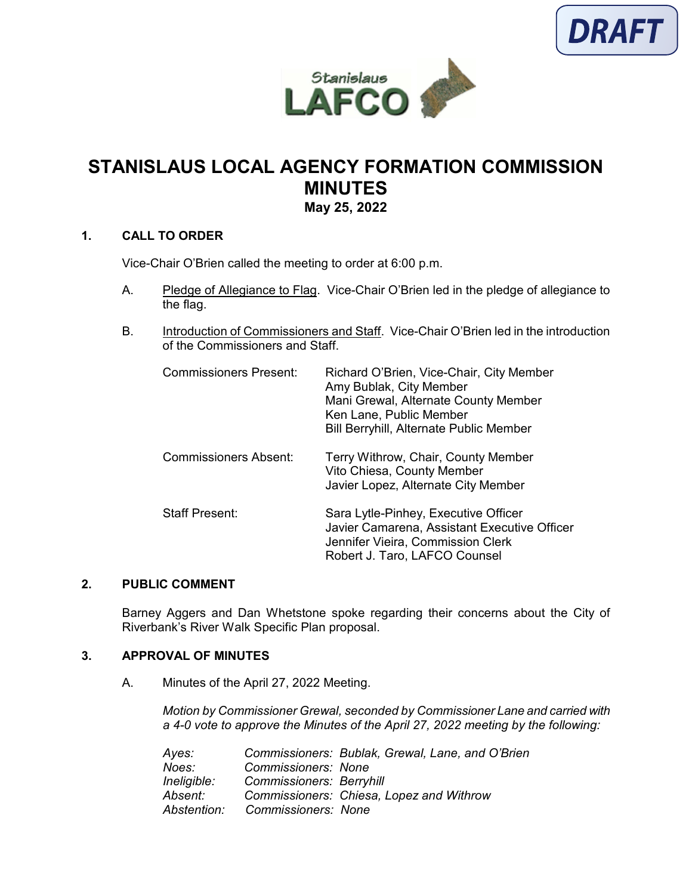DRAFT

Stanislaus LAFCO

# STANISLAUS LOCAL AGENCY FORMATION COMMISSION MINUTES

**May 25, 2022**

## 1. CALL TO ORDER

Vice-Chair O'Brien called the meeting to order at 6:00 p.m.

A. Pledge of Allegiance to Flag. Vice-Chair O'Brien led in the pledge of allegiance to the flag.

B. Introduction of Commissioners and Staff. Vice-Chair O'Brien led in the introduction of the Commissioners and Staff.

| | |
|---|---|
| Commissioners Present: | Richard O'Brien, Vice-Chair, City Member<br>Amy Bublak, City Member<br>Mani Grewal, Alternate County Member<br>Ken Lane, Public Member<br>Bill Berryhill, Alternate Public Member |
| Commissioners Absent: | Terry Withrow, Chair, County Member<br>Vito Chiesa, County Member<br>Javier Lopez, Alternate City Member |
| Staff Present: | Sara Lytle-Pinhey, Executive Officer<br>Javier Camarena, Assistant Executive Officer<br>Jennifer Vieira, Commission Clerk<br>Robert J. Taro, LAFCO Counsel |

## 2. PUBLIC COMMENT

Barney Aggers and Dan Whetstone spoke regarding their concerns about the City of Riverbank's River Walk Specific Plan proposal.

## 3. APPROVAL OF MINUTES

A. Minutes of the April 27, 2022 Meeting.

*Motion by Commissioner Grewal, seconded by Commissioner Lane and carried with a 4-0 vote to approve the Minutes of the April 27, 2022 meeting by the following:*

| | |
|---|---|
| *Ayes:* | *Commissioners: Bublak, Grewal, Lane, and O'Brien* |
| *Noes:* | *Commissioners: None* |
| *Ineligible:* | *Commissioners: Berryhill* |
| *Absent:* | *Commissioners: Chiesa, Lopez and Withrow* |
| *Abstention:* | *Commissioners: None* |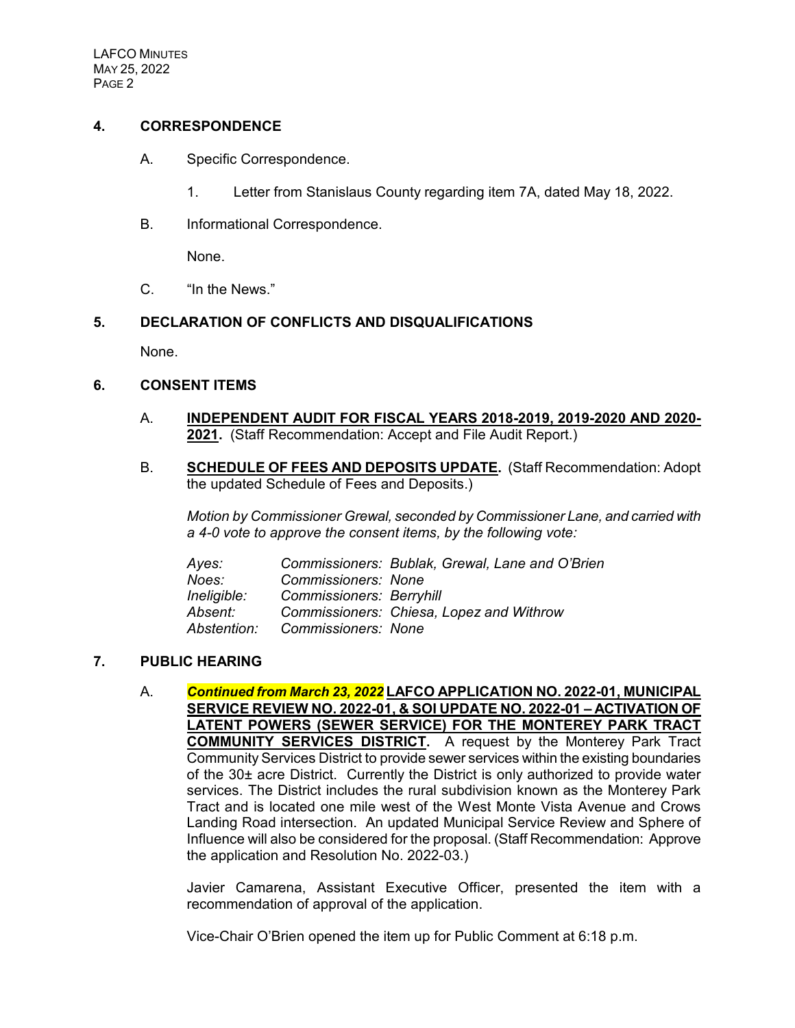## 4. CORRESPONDENCE

A. Specific Correspondence.

1. Letter from Stanislaus County regarding item 7A, dated May 18, 2022.

B. Informational Correspondence.

None.

C. "In the News."

## 5. DECLARATION OF CONFLICTS AND DISQUALIFICATIONS

None.

## 6. CONSENT ITEMS

A. **INDEPENDENT AUDIT FOR FISCAL YEARS 2018-2019, 2019-2020 AND 2020-2021.** (Staff Recommendation: Accept and File Audit Report.)

B. **SCHEDULE OF FEES AND DEPOSITS UPDATE.** (Staff Recommendation: Adopt the updated Schedule of Fees and Deposits.)

*Motion by Commissioner Grewal, seconded by Commissioner Lane, and carried with a 4-0 vote to approve the consent items, by the following vote:*

*Ayes:* *Commissioners: Bublak, Grewal, Lane and O'Brien*
*Noes:* *Commissioners: None*
*Ineligible:* *Commissioners: Berryhill*
*Absent:* *Commissioners: Chiesa, Lopez and Withrow*
*Abstention:* *Commissioners: None*

## 7. PUBLIC HEARING

A. ***Continued from March 23, 2022*** **LAFCO APPLICATION NO. 2022-01, MUNICIPAL SERVICE REVIEW NO. 2022-01, & SOI UPDATE NO. 2022-01 – ACTIVATION OF LATENT POWERS (SEWER SERVICE) FOR THE MONTEREY PARK TRACT COMMUNITY SERVICES DISTRICT.** A request by the Monterey Park Tract Community Services District to provide sewer services within the existing boundaries of the 30± acre District. Currently the District is only authorized to provide water services. The District includes the rural subdivision known as the Monterey Park Tract and is located one mile west of the West Monte Vista Avenue and Crows Landing Road intersection. An updated Municipal Service Review and Sphere of Influence will also be considered for the proposal. (Staff Recommendation: Approve the application and Resolution No. 2022-03.)

Javier Camarena, Assistant Executive Officer, presented the item with a recommendation of approval of the application.

Vice-Chair O'Brien opened the item up for Public Comment at 6:18 p.m.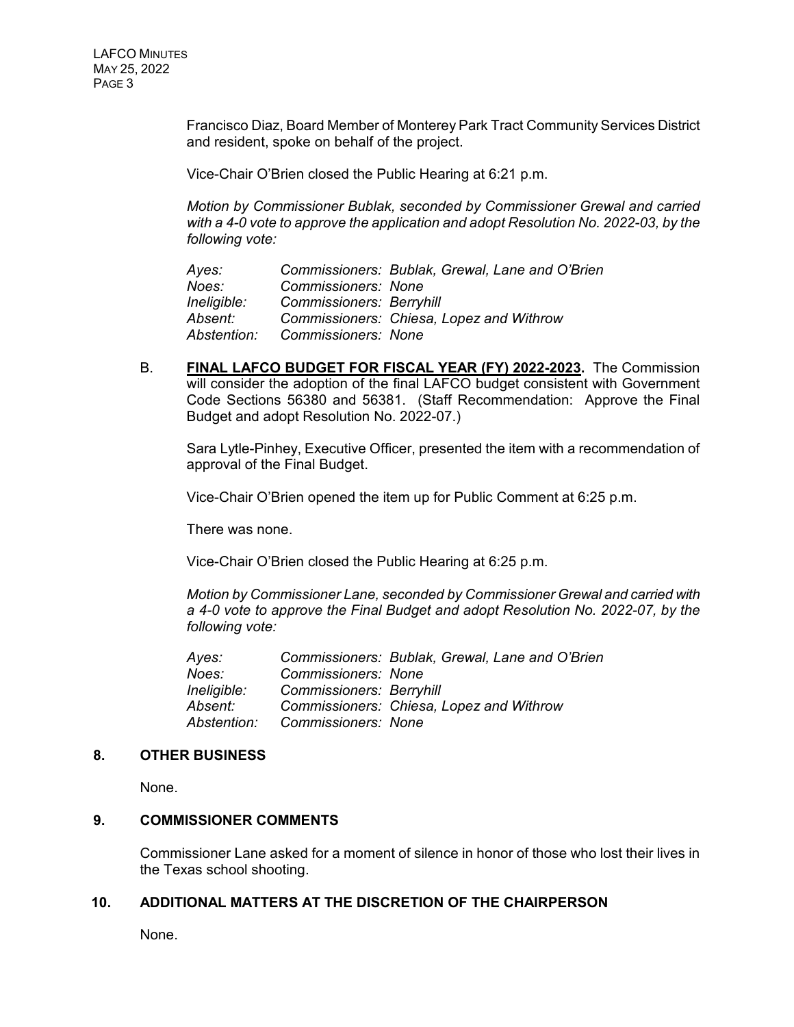Francisco Diaz, Board Member of Monterey Park Tract Community Services District and resident, spoke on behalf of the project.

Vice-Chair O'Brien closed the Public Hearing at 6:21 p.m.

*Motion by Commissioner Bublak, seconded by Commissioner Grewal and carried with a 4-0 vote to approve the application and adopt Resolution No. 2022-03, by the following vote:*

| | |
|---|---|
| *Ayes:* | *Commissioners: Bublak, Grewal, Lane and O'Brien* |
| *Noes:* | *Commissioners: None* |
| *Ineligible:* | *Commissioners: Berryhill* |
| *Absent:* | *Commissioners: Chiesa, Lopez and Withrow* |
| *Abstention:* | *Commissioners: None* |

B. **FINAL LAFCO BUDGET FOR FISCAL YEAR (FY) 2022-2023.** The Commission will consider the adoption of the final LAFCO budget consistent with Government Code Sections 56380 and 56381. (Staff Recommendation: Approve the Final Budget and adopt Resolution No. 2022-07.)

Sara Lytle-Pinhey, Executive Officer, presented the item with a recommendation of approval of the Final Budget.

Vice-Chair O'Brien opened the item up for Public Comment at 6:25 p.m.

There was none.

Vice-Chair O'Brien closed the Public Hearing at 6:25 p.m.

*Motion by Commissioner Lane, seconded by Commissioner Grewal and carried with a 4-0 vote to approve the Final Budget and adopt Resolution No. 2022-07, by the following vote:*

| | |
|---|---|
| *Ayes:* | *Commissioners: Bublak, Grewal, Lane and O'Brien* |
| *Noes:* | *Commissioners: None* |
| *Ineligible:* | *Commissioners: Berryhill* |
| *Absent:* | *Commissioners: Chiesa, Lopez and Withrow* |
| *Abstention:* | *Commissioners: None* |

## 8. OTHER BUSINESS

None.

## 9. COMMISSIONER COMMENTS

Commissioner Lane asked for a moment of silence in honor of those who lost their lives in the Texas school shooting.

## 10. ADDITIONAL MATTERS AT THE DISCRETION OF THE CHAIRPERSON

None.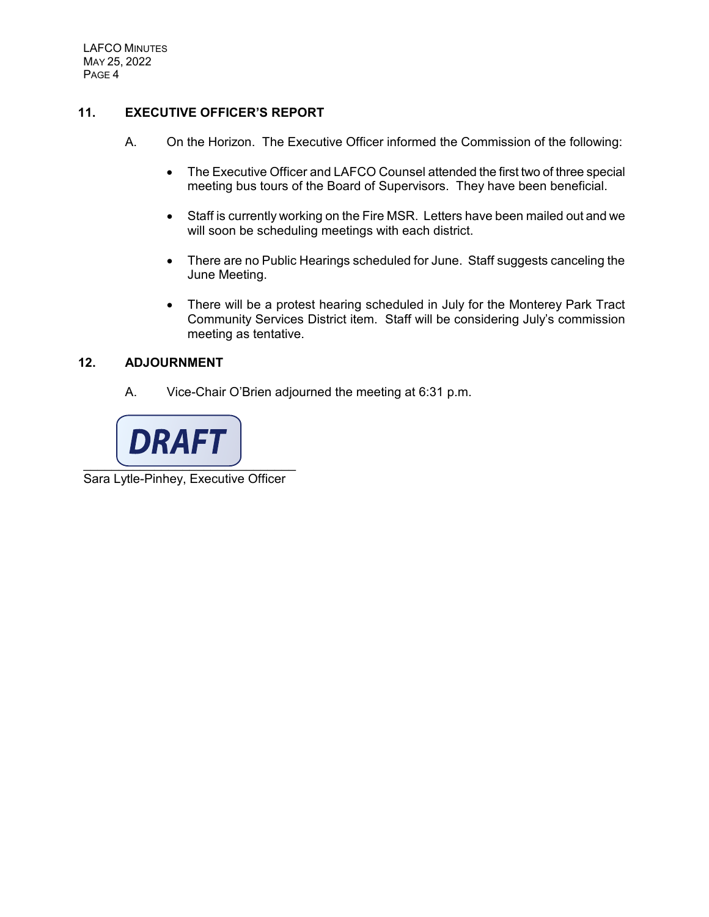## 11. EXECUTIVE OFFICER'S REPORT

A. On the Horizon. The Executive Officer informed the Commission of the following:

- The Executive Officer and LAFCO Counsel attended the first two of three special meeting bus tours of the Board of Supervisors. They have been beneficial.
- Staff is currently working on the Fire MSR. Letters have been mailed out and we will soon be scheduling meetings with each district.
- There are no Public Hearings scheduled for June. Staff suggests canceling the June Meeting.
- There will be a protest hearing scheduled in July for the Monterey Park Tract Community Services District item. Staff will be considering July's commission meeting as tentative.

## 12. ADJOURNMENT

A. Vice-Chair O'Brien adjourned the meeting at 6:31 p.m.

DRAFT

\_\_\_\_\_\_\_\_\_\_\_\_\_\_\_\_\_\_\_\_\_\_\_\_\_\_\_\_\_\_
Sara Lytle-Pinhey, Executive Officer